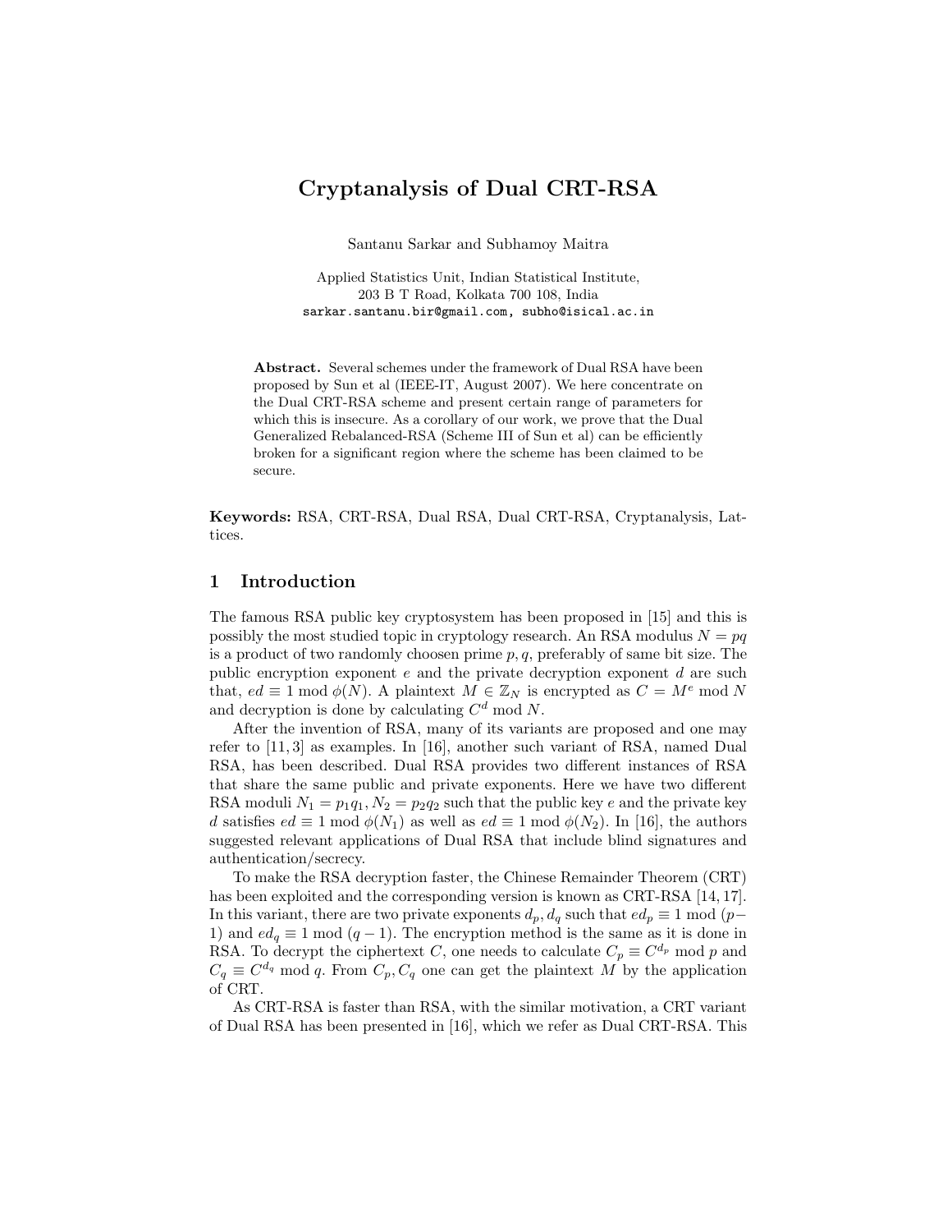# Cryptanalysis of Dual CRT-RSA

Santanu Sarkar and Subhamoy Maitra

Applied Statistics Unit, Indian Statistical Institute,
203 B T Road, Kolkata 700 108, India
sarkar.santanu.bir@gmail.com, subho@isical.ac.in

**Abstract.** Several schemes under the framework of Dual RSA have been proposed by Sun et al (IEEE-IT, August 2007). We here concentrate on the Dual CRT-RSA scheme and present certain range of parameters for which this is insecure. As a corollary of our work, we prove that the Dual Generalized Rebalanced-RSA (Scheme III of Sun et al) can be efficiently broken for a significant region where the scheme has been claimed to be secure.

**Keywords:** RSA, CRT-RSA, Dual RSA, Dual CRT-RSA, Cryptanalysis, Lattices.

## 1 Introduction

The famous RSA public key cryptosystem has been proposed in [15] and this is possibly the most studied topic in cryptology research. An RSA modulus $N = pq$ is a product of two randomly choosen prime $p, q$, preferably of same bit size. The public encryption exponent $e$ and the private decryption exponent $d$ are such that, $ed \equiv 1 \bmod \phi(N)$. A plaintext $M \in \mathbb{Z}_N$ is encrypted as $C = M^e \bmod N$ and decryption is done by calculating $C^d \bmod N$.

After the invention of RSA, many of its variants are proposed and one may refer to [11, 3] as examples. In [16], another such variant of RSA, named Dual RSA, has been described. Dual RSA provides two different instances of RSA that share the same public and private exponents. Here we have two different RSA moduli $N_1 = p_1 q_1, N_2 = p_2 q_2$ such that the public key $e$ and the private key $d$ satisfies $ed \equiv 1 \bmod \phi(N_1)$ as well as $ed \equiv 1 \bmod \phi(N_2)$. In [16], the authors suggested relevant applications of Dual RSA that include blind signatures and authentication/secrecy.

To make the RSA decryption faster, the Chinese Remainder Theorem (CRT) has been exploited and the corresponding version is known as CRT-RSA [14, 17]. In this variant, there are two private exponents $d_p, d_q$ such that $ed_p \equiv 1 \bmod (p-1)$ and $ed_q \equiv 1 \bmod (q-1)$. The encryption method is the same as it is done in RSA. To decrypt the ciphertext $C$, one needs to calculate $C_p \equiv C^{d_p} \bmod p$ and $C_q \equiv C^{d_q} \bmod q$. From $C_p, C_q$ one can get the plaintext $M$ by the application of CRT.

As CRT-RSA is faster than RSA, with the similar motivation, a CRT variant of Dual RSA has been presented in [16], which we refer as Dual CRT-RSA. This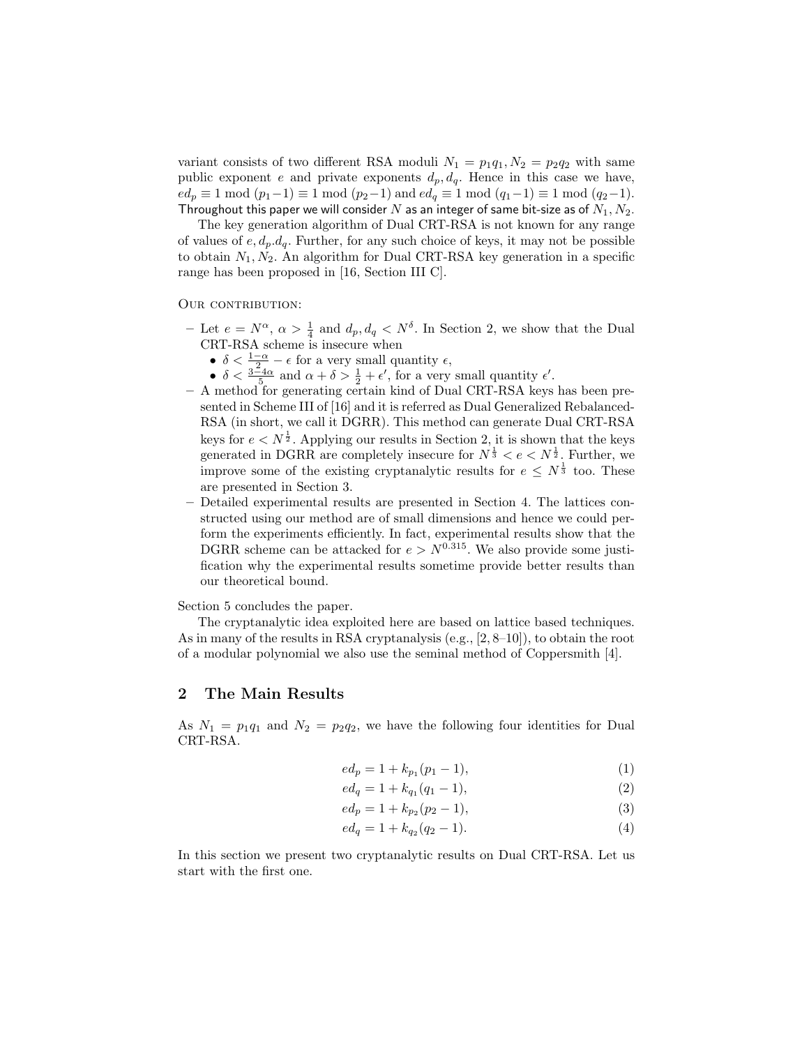variant consists of two different RSA moduli $N_1 = p_1q_1, N_2 = p_2q_2$ with same public exponent $e$ and private exponents $d_p, d_q$. Hence in this case we have, $ed_p \equiv 1 \bmod (p_1-1) \equiv 1 \bmod (p_2-1)$ and $ed_q \equiv 1 \bmod (q_1-1) \equiv 1 \bmod (q_2-1)$. Throughout this paper we will consider $N$ as an integer of same bit-size as of $N_1, N_2$.

The key generation algorithm of Dual CRT-RSA is not known for any range of values of $e, d_p.d_q$. Further, for any such choice of keys, it may not be possible to obtain $N_1, N_2$. An algorithm for Dual CRT-RSA key generation in a specific range has been proposed in [16, Section III C].

OUR CONTRIBUTION:

- Let $e = N^{\alpha}$, $\alpha > \frac{1}{4}$ and $d_p, d_q < N^{\delta}$. In Section 2, we show that the Dual CRT-RSA scheme is insecure when
  - $\delta < \frac{1-\alpha}{2} - \epsilon$ for a very small quantity $\epsilon$,
  - $\delta < \frac{3-4\alpha}{5}$ and $\alpha + \delta > \frac{1}{2} + \epsilon'$, for a very small quantity $\epsilon'$.
- A method for generating certain kind of Dual CRT-RSA keys has been presented in Scheme III of [16] and it is referred as Dual Generalized Rebalanced-RSA (in short, we call it DGRR). This method can generate Dual CRT-RSA keys for $e < N^{\frac{1}{2}}$. Applying our results in Section 2, it is shown that the keys generated in DGRR are completely insecure for $N^{\frac{1}{3}} < e < N^{\frac{1}{2}}$. Further, we improve some of the existing cryptanalytic results for $e \leq N^{\frac{1}{3}}$ too. These are presented in Section 3.
- Detailed experimental results are presented in Section 4. The lattices constructed using our method are of small dimensions and hence we could perform the experiments efficiently. In fact, experimental results show that the DGRR scheme can be attacked for $e > N^{0.315}$. We also provide some justification why the experimental results sometime provide better results than our theoretical bound.

Section 5 concludes the paper.

The cryptanalytic idea exploited here are based on lattice based techniques. As in many of the results in RSA cryptanalysis (e.g., [2, 8–10]), to obtain the root of a modular polynomial we also use the seminal method of Coppersmith [4].

## 2 The Main Results

As $N_1 = p_1q_1$ and $N_2 = p_2q_2$, we have the following four identities for Dual CRT-RSA.

$$ed_p = 1 + k_{p_1}(p_1 - 1), \tag{1}$$

$$ed_q = 1 + k_{q_1}(q_1 - 1), \tag{2}$$

$$ed_p = 1 + k_{p_2}(p_2 - 1), \tag{3}$$

$$ed_q = 1 + k_{q_2}(q_2 - 1). \tag{4}$$

In this section we present two cryptanalytic results on Dual CRT-RSA. Let us start with the first one.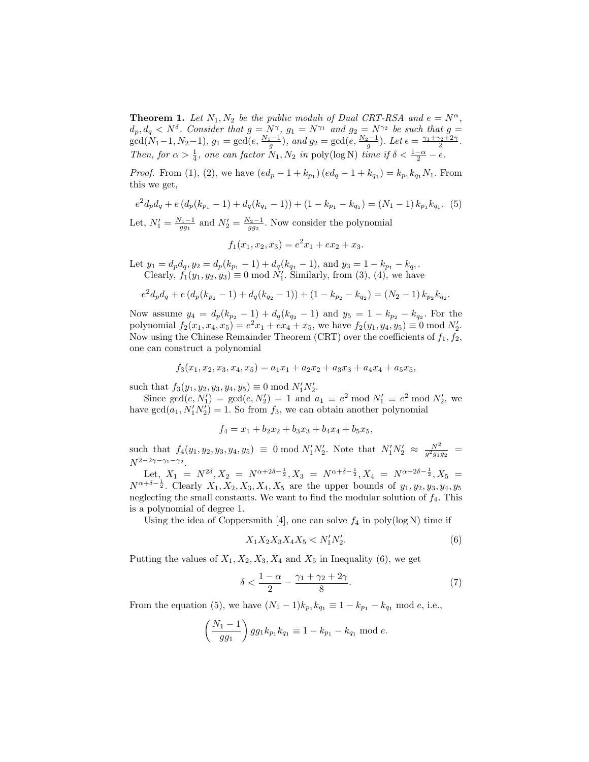**Theorem 1.** *Let $N_1, N_2$ be the public moduli of Dual CRT-RSA and $e = N^{\alpha}$, $d_p, d_q < N^{\delta}$. Consider that $g = N^{\gamma}$, $g_1 = N^{\gamma_1}$ and $g_2 = N^{\gamma_2}$ be such that $g = \gcd(N_1-1, N_2-1)$, $g_1 = \gcd(e, \frac{N_1-1}{g})$, and $g_2 = \gcd(e, \frac{N_2-1}{g})$. Let $\epsilon = \frac{\gamma_1+\gamma_2+2\gamma}{2}$. Then, for $\alpha > \frac{1}{4}$, one can factor $N_1, N_2$ in $\mathrm{poly}(\log \mathrm{N})$ time if $\delta < \frac{1-\alpha}{2} - \epsilon$.*

*Proof.* From (1), (2), we have $(ed_p - 1 + k_{p_1})(ed_q - 1 + k_{q_1}) = k_{p_1} k_{q_1} N_1$. From this we get,

$$e^2 d_p d_q + e\left(d_p(k_{p_1} - 1) + d_q(k_{q_1} - 1)\right) + (1 - k_{p_1} - k_{q_1}) = (N_1 - 1)\, k_{p_1} k_{q_1}. \quad (5)$$

Let, $N_1' = \frac{N_1-1}{g g_1}$ and $N_2' = \frac{N_2-1}{g g_2}$. Now consider the polynomial

$$f_1(x_1, x_2, x_3) = e^2 x_1 + e x_2 + x_3.$$

Let $y_1 = d_p d_q, y_2 = d_p(k_{p_1} - 1) + d_q(k_{q_1} - 1)$, and $y_3 = 1 - k_{p_1} - k_{q_1}$.

Clearly, $f_1(y_1, y_2, y_3) \equiv 0 \bmod N_1'$. Similarly, from (3), (4), we have

$$e^2 d_p d_q + e\left(d_p(k_{p_2} - 1) + d_q(k_{q_2} - 1)\right) + (1 - k_{p_2} - k_{q_2}) = (N_2 - 1)\, k_{p_2} k_{q_2}.$$

Now assume $y_4 = d_p(k_{p_2} - 1) + d_q(k_{q_2} - 1)$ and $y_5 = 1 - k_{p_2} - k_{q_2}$. For the polynomial $f_2(x_1, x_4, x_5) = e^2 x_1 + e x_4 + x_5$, we have $f_2(y_1, y_4, y_5) \equiv 0 \bmod N_2'$. Now using the Chinese Remainder Theorem (CRT) over the coefficients of $f_1, f_2$, one can construct a polynomial

$$f_3(x_1, x_2, x_3, x_4, x_5) = a_1 x_1 + a_2 x_2 + a_3 x_3 + a_4 x_4 + a_5 x_5,$$

such that $f_3(y_1, y_2, y_3, y_4, y_5) \equiv 0 \bmod N_1' N_2'$.

Since $\gcd(e, N_1') = \gcd(e, N_2') = 1$ and $a_1 \equiv e^2 \bmod N_1' \equiv e^2 \bmod N_2'$, we have $\gcd(a_1, N_1' N_2') = 1$. So from $f_3$, we can obtain another polynomial

$$f_4 = x_1 + b_2 x_2 + b_3 x_3 + b_4 x_4 + b_5 x_5,$$

such that $f_4(y_1, y_2, y_3, y_4, y_5) \equiv 0 \bmod N_1' N_2'$. Note that $N_1' N_2' \approx \frac{N^2}{g^2 g_1 g_2} = N^{2-2\gamma-\gamma_1-\gamma_2}$.

Let, $X_1 = N^{2\delta}, X_2 = N^{\alpha+2\delta-\frac{1}{2}}, X_3 = N^{\alpha+\delta-\frac{1}{2}}, X_4 = N^{\alpha+2\delta-\frac{1}{2}}, X_5 = N^{\alpha+\delta-\frac{1}{2}}$. Clearly $X_1, X_2, X_3, X_4, X_5$ are the upper bounds of $y_1, y_2, y_3, y_4, y_5$ neglecting the small constants. We want to find the modular solution of $f_4$. This is a polynomial of degree 1.

Using the idea of Coppersmith [4], one can solve $f_4$ in $\mathrm{poly}(\log \mathrm{N})$ time if

$$X_1 X_2 X_3 X_4 X_5 < N_1' N_2'. \quad (6)$$

Putting the values of $X_1, X_2, X_3, X_4$ and $X_5$ in Inequality (6), we get

$$\delta < \frac{1-\alpha}{2} - \frac{\gamma_1 + \gamma_2 + 2\gamma}{8}. \quad (7)$$

From the equation (5), we have $(N_1 - 1) k_{p_1} k_{q_1} \equiv 1 - k_{p_1} - k_{q_1} \bmod e$, i.e.,

$$\left(\frac{N_1 - 1}{g g_1}\right) g g_1 k_{p_1} k_{q_1} \equiv 1 - k_{p_1} - k_{q_1} \bmod e.$$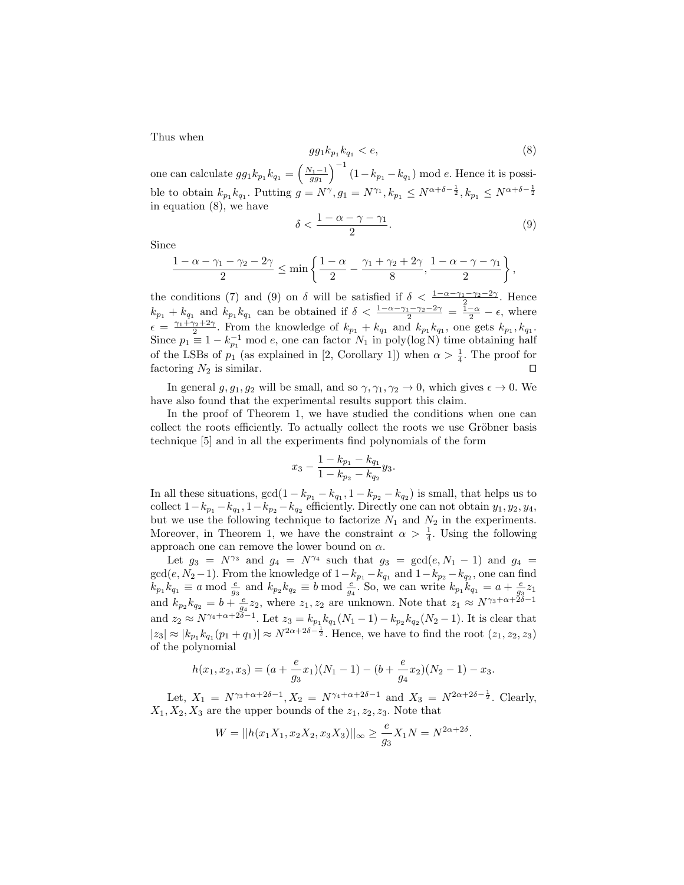Thus when

$$gg_1 k_{p_1} k_{q_1} < e, \tag{8}$$

one can calculate $gg_1 k_{p_1} k_{q_1} = \left(\frac{N_1 - 1}{gg_1}\right)^{-1} (1 - k_{p_1} - k_{q_1}) \bmod e$. Hence it is possible to obtain $k_{p_1} k_{q_1}$. Putting $g = N^{\gamma}, g_1 = N^{\gamma_1}, k_{p_1} \leq N^{\alpha + \delta - \frac{1}{2}}, k_{p_1} \leq N^{\alpha + \delta - \frac{1}{2}}$ in equation (8), we have

$$\delta < \frac{1 - \alpha - \gamma - \gamma_1}{2}. \tag{9}$$

Since

$$\frac{1 - \alpha - \gamma_1 - \gamma_2 - 2\gamma}{2} \leq \min \left\{ \frac{1 - \alpha}{2} - \frac{\gamma_1 + \gamma_2 + 2\gamma}{8}, \frac{1 - \alpha - \gamma - \gamma_1}{2} \right\},$$

the conditions (7) and (9) on $\delta$ will be satisfied if $\delta < \frac{1 - \alpha - \gamma_1 - \gamma_2 - 2\gamma}{2}$. Hence $k_{p_1} + k_{q_1}$ and $k_{p_1} k_{q_1}$ can be obtained if $\delta < \frac{1 - \alpha - \gamma_1 - \gamma_2 - 2\gamma}{2} = \frac{1 - \alpha}{2} - \epsilon$, where $\epsilon = \frac{\gamma_1 + \gamma_2 + 2\gamma}{2}$. From the knowledge of $k_{p_1} + k_{q_1}$ and $k_{p_1} k_{q_1}$, one gets $k_{p_1}, k_{q_1}$. Since $p_1 \equiv 1 - k_{p_1}^{-1} \bmod e$, one can factor $N_1$ in poly(log N) time obtaining half of the LSBs of $p_1$ (as explained in [2, Corollary 1]) when $\alpha > \frac{1}{4}$. The proof for factoring $N_2$ is similar. ◻

In general $g, g_1, g_2$ will be small, and so $\gamma, \gamma_1, \gamma_2 \to 0$, which gives $\epsilon \to 0$. We have also found that the experimental results support this claim.

In the proof of Theorem 1, we have studied the conditions when one can collect the roots efficiently. To actually collect the roots we use Gröbner basis technique [5] and in all the experiments find polynomials of the form

$$x_3 - \frac{1 - k_{p_1} - k_{q_1}}{1 - k_{p_2} - k_{q_2}} y_3.$$

In all these situations, $\gcd(1 - k_{p_1} - k_{q_1}, 1 - k_{p_2} - k_{q_2})$ is small, that helps us to collect $1 - k_{p_1} - k_{q_1}, 1 - k_{p_2} - k_{q_2}$ efficiently. Directly one can not obtain $y_1, y_2, y_4$, but we use the following technique to factorize $N_1$ and $N_2$ in the experiments. Moreover, in Theorem 1, we have the constraint $\alpha > \frac{1}{4}$. Using the following approach one can remove the lower bound on $\alpha$.

Let $g_3 = N^{\gamma_3}$ and $g_4 = N^{\gamma_4}$ such that $g_3 = \gcd(e, N_1 - 1)$ and $g_4 = \gcd(e, N_2 - 1)$. From the knowledge of $1 - k_{p_1} - k_{q_1}$ and $1 - k_{p_2} - k_{q_2}$, one can find $k_{p_1} k_{q_1} \equiv a \bmod \frac{e}{g_3}$ and $k_{p_2} k_{q_2} \equiv b \bmod \frac{e}{g_4}$. So, we can write $k_{p_1} k_{q_1} = a + \frac{e}{g_3} z_1$ and $k_{p_2} k_{q_2} = b + \frac{e}{g_4} z_2$, where $z_1, z_2$ are unknown. Note that $z_1 \approx N^{\gamma_3 + \alpha + 2\delta - 1}$ and $z_2 \approx N^{\gamma_4 + \alpha + 2\delta - 1}$. Let $z_3 = k_{p_1} k_{q_1}(N_1 - 1) - k_{p_2} k_{q_2}(N_2 - 1)$. It is clear that $|z_3| \approx |k_{p_1} k_{q_1}(p_1 + q_1)| \approx N^{2\alpha + 2\delta - \frac{1}{2}}$. Hence, we have to find the root $(z_1, z_2, z_3)$ of the polynomial

$$h(x_1, x_2, x_3) = (a + \frac{e}{g_3} x_1)(N_1 - 1) - (b + \frac{e}{g_4} x_2)(N_2 - 1) - x_3.$$

Let, $X_1 = N^{\gamma_3 + \alpha + 2\delta - 1}, X_2 = N^{\gamma_4 + \alpha + 2\delta - 1}$ and $X_3 = N^{2\alpha + 2\delta - \frac{1}{2}}$. Clearly, $X_1, X_2, X_3$ are the upper bounds of the $z_1, z_2, z_3$. Note that

$$W = ||h(x_1 X_1, x_2 X_2, x_3 X_3)||_{\infty} \geq \frac{e}{g_3} X_1 N = N^{2\alpha + 2\delta}.$$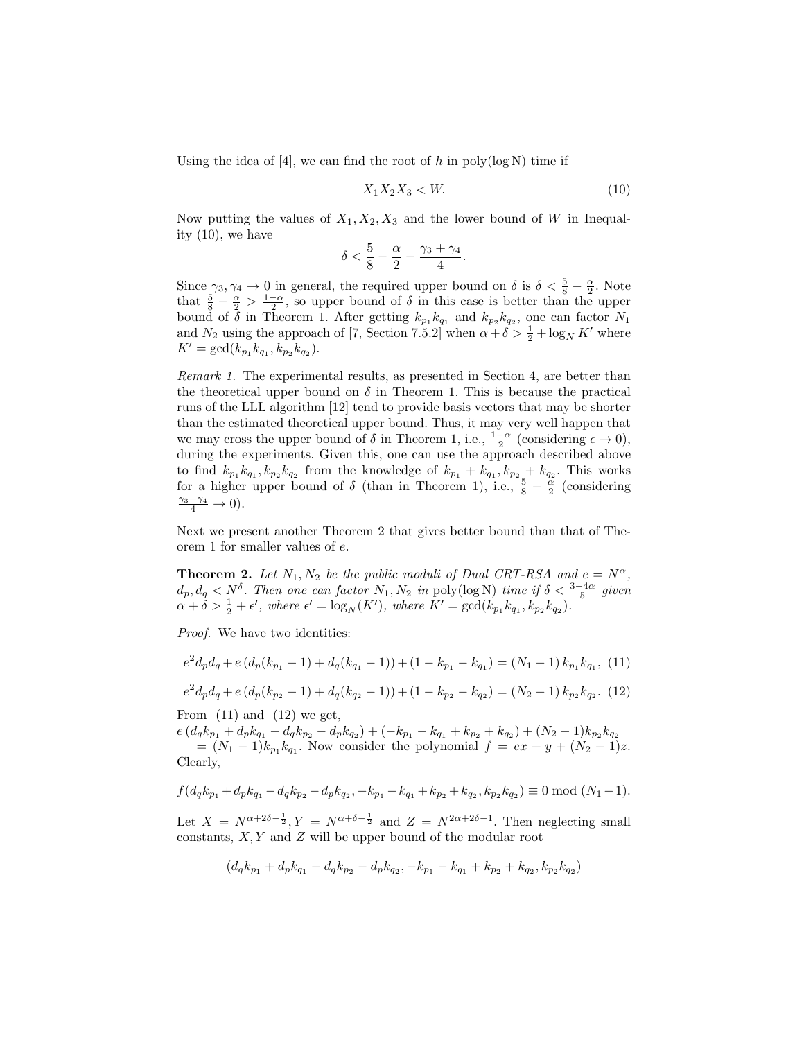Using the idea of [4], we can find the root of $h$ in poly(log N) time if

$$X_1 X_2 X_3 < W. \tag{10}$$

Now putting the values of $X_1, X_2, X_3$ and the lower bound of $W$ in Inequality (10), we have

$$\delta < \frac{5}{8} - \frac{\alpha}{2} - \frac{\gamma_3 + \gamma_4}{4}.$$

Since $\gamma_3, \gamma_4 \to 0$ in general, the required upper bound on $\delta$ is $\delta < \frac{5}{8} - \frac{\alpha}{2}$. Note that $\frac{5}{8} - \frac{\alpha}{2} > \frac{1-\alpha}{2}$, so upper bound of $\delta$ in this case is better than the upper bound of $\delta$ in Theorem 1. After getting $k_{p_1}k_{q_1}$ and $k_{p_2}k_{q_2}$, one can factor $N_1$ and $N_2$ using the approach of [7, Section 7.5.2] when $\alpha + \delta > \frac{1}{2} + \log_N K'$ where $K' = \gcd(k_{p_1}k_{q_1}, k_{p_2}k_{q_2})$.

*Remark 1.* The experimental results, as presented in Section 4, are better than the theoretical upper bound on $\delta$ in Theorem 1. This is because the practical runs of the LLL algorithm [12] tend to provide basis vectors that may be shorter than the estimated theoretical upper bound. Thus, it may very well happen that we may cross the upper bound of $\delta$ in Theorem 1, i.e., $\frac{1-\alpha}{2}$ (considering $\epsilon \to 0$), during the experiments. Given this, one can use the approach described above to find $k_{p_1}k_{q_1}, k_{p_2}k_{q_2}$ from the knowledge of $k_{p_1} + k_{q_1}, k_{p_2} + k_{q_2}$. This works for a higher upper bound of $\delta$ (than in Theorem 1), i.e., $\frac{5}{8} - \frac{\alpha}{2}$ (considering $\frac{\gamma_3+\gamma_4}{4} \to 0$).

Next we present another Theorem 2 that gives better bound than that of Theorem 1 for smaller values of $e$.

**Theorem 2.** *Let $N_1, N_2$ be the public moduli of Dual CRT-RSA and $e = N^{\alpha}$, $d_p, d_q < N^{\delta}$. Then one can factor $N_1, N_2$ in* poly(log N) *time if $\delta < \frac{3-4\alpha}{5}$ given $\alpha + \delta > \frac{1}{2} + \epsilon'$, where $\epsilon' = \log_N(K')$, where $K' = \gcd(k_{p_1}k_{q_1}, k_{p_2}k_{q_2})$.*

*Proof.* We have two identities:

$$e^2 d_p d_q + e\left(d_p(k_{p_1} - 1) + d_q(k_{q_1} - 1)\right) + (1 - k_{p_1} - k_{q_1}) = (N_1 - 1)\, k_{p_1}k_{q_1}, \tag{11}$$

$$e^2 d_p d_q + e\left(d_p(k_{p_2} - 1) + d_q(k_{q_2} - 1)\right) + (1 - k_{p_2} - k_{q_2}) = (N_2 - 1)\, k_{p_2}k_{q_2}. \tag{12}$$

From (11) and (12) we get,
$e\left(d_q k_{p_1} + d_p k_{q_1} - d_q k_{p_2} - d_p k_{q_2}\right) + (-k_{p_1} - k_{q_1} + k_{p_2} + k_{q_2}) + (N_2 - 1)k_{p_2}k_{q_2}$
$= (N_1 - 1)k_{p_1}k_{q_1}$. Now consider the polynomial $f = ex + y + (N_2 - 1)z$. Clearly,

$$f(d_q k_{p_1} + d_p k_{q_1} - d_q k_{p_2} - d_p k_{q_2}, -k_{p_1} - k_{q_1} + k_{p_2} + k_{q_2}, k_{p_2}k_{q_2}) \equiv 0 \bmod (N_1 - 1).$$

Let $X = N^{\alpha + 2\delta - \frac{1}{2}}, Y = N^{\alpha + \delta - \frac{1}{2}}$ and $Z = N^{2\alpha + 2\delta - 1}$. Then neglecting small constants, $X, Y$ and $Z$ will be upper bound of the modular root

$$(d_q k_{p_1} + d_p k_{q_1} - d_q k_{p_2} - d_p k_{q_2}, -k_{p_1} - k_{q_1} + k_{p_2} + k_{q_2}, k_{p_2}k_{q_2})$$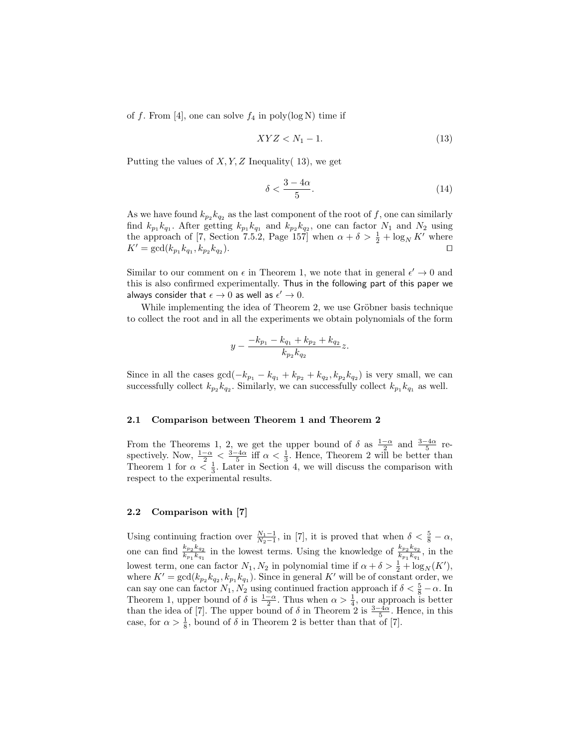of $f$. From [4], one can solve $f_4$ in poly(log N) time if

$$XYZ < N_1 - 1. \tag{13}$$

Putting the values of $X, Y, Z$ Inequality( 13), we get

$$\delta < \frac{3 - 4\alpha}{5}. \tag{14}$$

As we have found $k_{p_2}k_{q_2}$ as the last component of the root of $f$, one can similarly find $k_{p_1}k_{q_1}$. After getting $k_{p_1}k_{q_1}$ and $k_{p_2}k_{q_2}$, one can factor $N_1$ and $N_2$ using the approach of [7, Section 7.5.2, Page 157] when $\alpha + \delta > \frac{1}{2} + \log_N K'$ where $K' = \gcd(k_{p_1}k_{q_1}, k_{p_2}k_{q_2})$. ◻

Similar to our comment on $\epsilon$ in Theorem 1, we note that in general $\epsilon' \to 0$ and this is also confirmed experimentally. Thus in the following part of this paper we always consider that $\epsilon \to 0$ as well as $\epsilon' \to 0$.

While implementing the idea of Theorem 2, we use Gröbner basis technique to collect the root and in all the experiments we obtain polynomials of the form

$$y - \frac{-k_{p_1} - k_{q_1} + k_{p_2} + k_{q_2}}{k_{p_2}k_{q_2}} z.$$

Since in all the cases $\gcd(-k_{p_1} - k_{q_1} + k_{p_2} + k_{q_2}, k_{p_2}k_{q_2})$ is very small, we can successfully collect $k_{p_2}k_{q_2}$. Similarly, we can successfully collect $k_{p_1}k_{q_1}$ as well.

### 2.1 Comparison between Theorem 1 and Theorem 2

From the Theorems 1, 2, we get the upper bound of $\delta$ as $\frac{1-\alpha}{2}$ and $\frac{3-4\alpha}{5}$ respectively. Now, $\frac{1-\alpha}{2} < \frac{3-4\alpha}{5}$ iff $\alpha < \frac{1}{3}$. Hence, Theorem 2 will be better than Theorem 1 for $\alpha < \frac{1}{3}$. Later in Section 4, we will discuss the comparison with respect to the experimental results.

### 2.2 Comparison with [7]

Using continuing fraction over $\frac{N_1-1}{N_2-1}$, in [7], it is proved that when $\delta < \frac{5}{8} - \alpha$, one can find $\frac{k_{p_2}k_{q_2}}{k_{p_1}k_{q_1}}$ in the lowest terms. Using the knowledge of $\frac{k_{p_2}k_{q_2}}{k_{p_1}k_{q_1}}$, in the lowest term, one can factor $N_1, N_2$ in polynomial time if $\alpha + \delta > \frac{1}{2} + \log_N(K')$, where $K' = \gcd(k_{p_2}k_{q_2}, k_{p_1}k_{q_1})$. Since in general $K'$ will be of constant order, we can say one can factor $N_1, N_2$ using continued fraction approach if $\delta < \frac{5}{8} - \alpha$. In Theorem 1, upper bound of $\delta$ is $\frac{1-\alpha}{2}$. Thus when $\alpha > \frac{1}{4}$, our approach is better than the idea of [7]. The upper bound of $\delta$ in Theorem 2 is $\frac{3-4\alpha}{5}$. Hence, in this case, for $\alpha > \frac{1}{8}$, bound of $\delta$ in Theorem 2 is better than that of [7].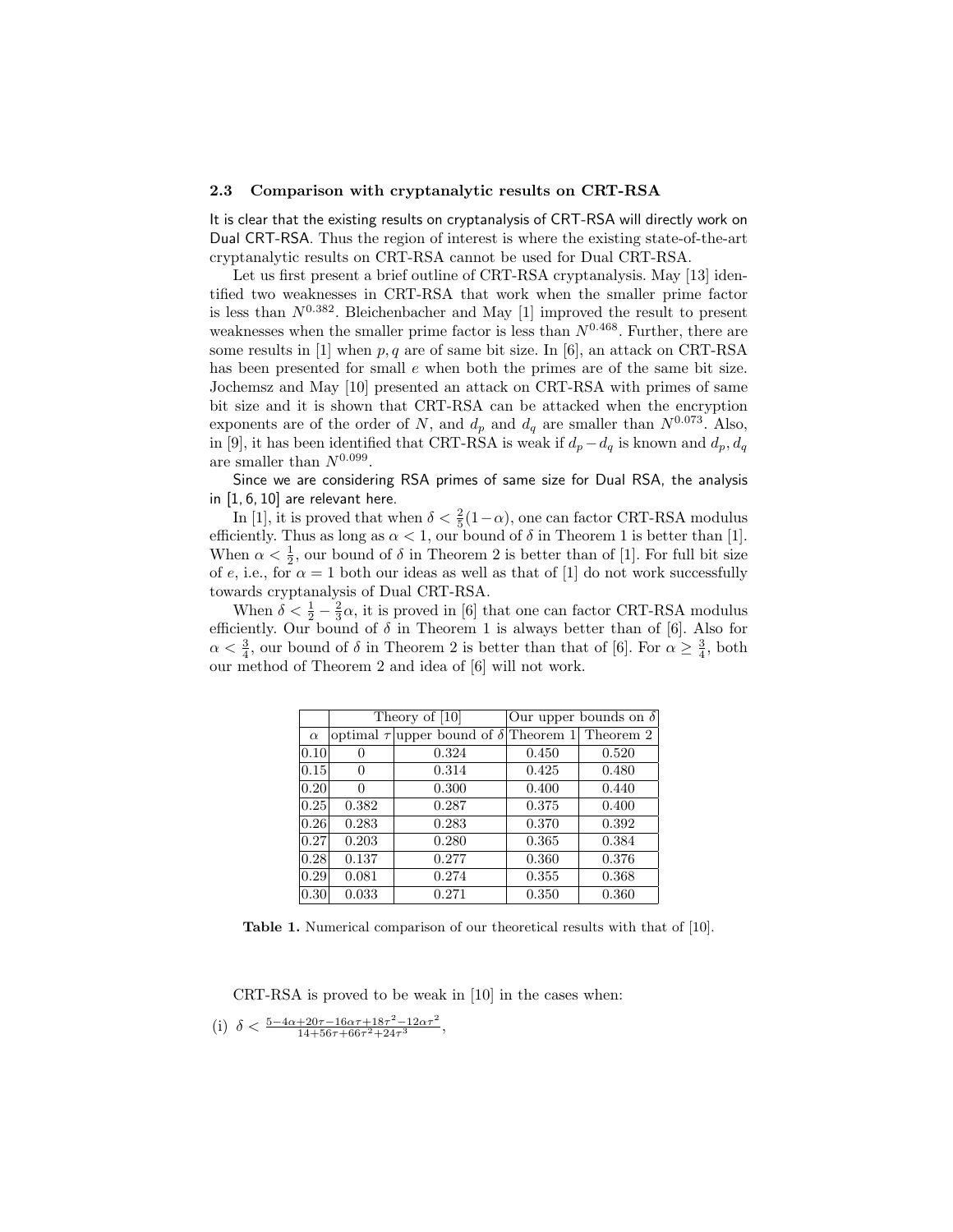### 2.3 Comparison with cryptanalytic results on CRT-RSA

It is clear that the existing results on cryptanalysis of CRT-RSA will directly work on Dual CRT-RSA. Thus the region of interest is where the existing state-of-the-art cryptanalytic results on CRT-RSA cannot be used for Dual CRT-RSA.

Let us first present a brief outline of CRT-RSA cryptanalysis. May [13] identified two weaknesses in CRT-RSA that work when the smaller prime factor is less than $N^{0.382}$. Bleichenbacher and May [1] improved the result to present weaknesses when the smaller prime factor is less than $N^{0.468}$. Further, there are some results in [1] when $p, q$ are of same bit size. In [6], an attack on CRT-RSA has been presented for small $e$ when both the primes are of the same bit size. Jochemsz and May [10] presented an attack on CRT-RSA with primes of same bit size and it is shown that CRT-RSA can be attacked when the encryption exponents are of the order of $N$, and $d_p$ and $d_q$ are smaller than $N^{0.073}$. Also, in [9], it has been identified that CRT-RSA is weak if $d_p - d_q$ is known and $d_p, d_q$ are smaller than $N^{0.099}$.

Since we are considering RSA primes of same size for Dual RSA, the analysis in [1, 6, 10] are relevant here.

In [1], it is proved that when $\delta < \frac{2}{5}(1-\alpha)$, one can factor CRT-RSA modulus efficiently. Thus as long as $\alpha < 1$, our bound of $\delta$ in Theorem 1 is better than [1]. When $\alpha < \frac{1}{2}$, our bound of $\delta$ in Theorem 2 is better than of [1]. For full bit size of $e$, i.e., for $\alpha = 1$ both our ideas as well as that of [1] do not work successfully towards cryptanalysis of Dual CRT-RSA.

When $\delta < \frac{1}{2} - \frac{2}{3}\alpha$, it is proved in [6] that one can factor CRT-RSA modulus efficiently. Our bound of $\delta$ in Theorem 1 is always better than of [6]. Also for $\alpha < \frac{3}{4}$, our bound of $\delta$ in Theorem 2 is better than that of [6]. For $\alpha \geq \frac{3}{4}$, both our method of Theorem 2 and idea of [6] will not work.

| | Theory of [10] | | Our upper bounds on $\delta$ | |
|---|---|---|---|---|
| $\alpha$ | optimal $\tau$ | upper bound of $\delta$ | Theorem 1 | Theorem 2 |
| 0.10 | 0 | 0.324 | 0.450 | 0.520 |
| 0.15 | 0 | 0.314 | 0.425 | 0.480 |
| 0.20 | 0 | 0.300 | 0.400 | 0.440 |
| 0.25 | 0.382 | 0.287 | 0.375 | 0.400 |
| 0.26 | 0.283 | 0.283 | 0.370 | 0.392 |
| 0.27 | 0.203 | 0.280 | 0.365 | 0.384 |
| 0.28 | 0.137 | 0.277 | 0.360 | 0.376 |
| 0.29 | 0.081 | 0.274 | 0.355 | 0.368 |
| 0.30 | 0.033 | 0.271 | 0.350 | 0.360 |

**Table 1.** Numerical comparison of our theoretical results with that of [10].

CRT-RSA is proved to be weak in [10] in the cases when:

(i) $\delta < \frac{5-4\alpha+20\tau-16\alpha\tau+18\tau^2-12\alpha\tau^2}{14+56\tau+66\tau^2+24\tau^3}$,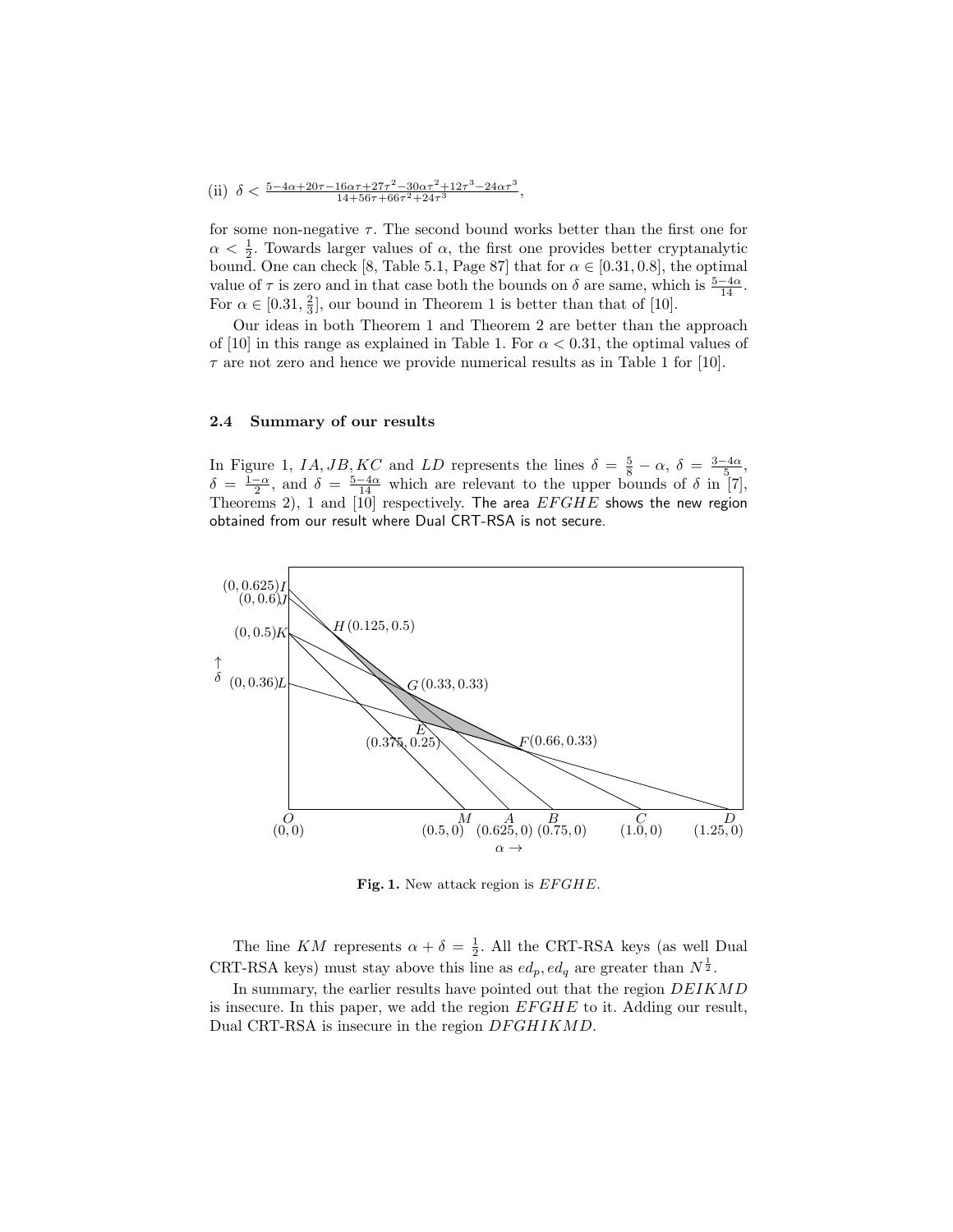(ii) $\delta < \frac{5-4\alpha+20\tau-16\alpha\tau+27\tau^2-30\alpha\tau^2+12\tau^3-24\alpha\tau^3}{14+56\tau+66\tau^2+24\tau^3}$,

for some non-negative $\tau$. The second bound works better than the first one for $\alpha < \frac{1}{2}$. Towards larger values of $\alpha$, the first one provides better cryptanalytic bound. One can check [8, Table 5.1, Page 87] that for $\alpha \in [0.31, 0.8]$, the optimal value of $\tau$ is zero and in that case both the bounds on $\delta$ are same, which is $\frac{5-4\alpha}{14}$. For $\alpha \in [0.31, \frac{2}{3}]$, our bound in Theorem 1 is better than that of [10].

Our ideas in both Theorem 1 and Theorem 2 are better than the approach of [10] in this range as explained in Table 1. For $\alpha < 0.31$, the optimal values of $\tau$ are not zero and hence we provide numerical results as in Table 1 for [10].

### 2.4 Summary of our results

In Figure 1, $IA, JB, KC$ and $LD$ represents the lines $\delta = \frac{5}{8} - \alpha$, $\delta = \frac{3-4\alpha}{5}$, $\delta = \frac{1-\alpha}{2}$, and $\delta = \frac{5-4\alpha}{14}$ which are relevant to the upper bounds of $\delta$ in [7], Theorems 2), 1 and [10] respectively. The area $EFGHE$ shows the new region obtained from our result where Dual CRT-RSA is not secure.

**Fig. 1.** New attack region is $EFGHE$.

The line $KM$ represents $\alpha + \delta = \frac{1}{2}$. All the CRT-RSA keys (as well Dual CRT-RSA keys) must stay above this line as $ed_p, ed_q$ are greater than $N^{\frac{1}{2}}$.

In summary, the earlier results have pointed out that the region $DEIKMD$ is insecure. In this paper, we add the region $EFGHE$ to it. Adding our result, Dual CRT-RSA is insecure in the region $DFGHIKMD$.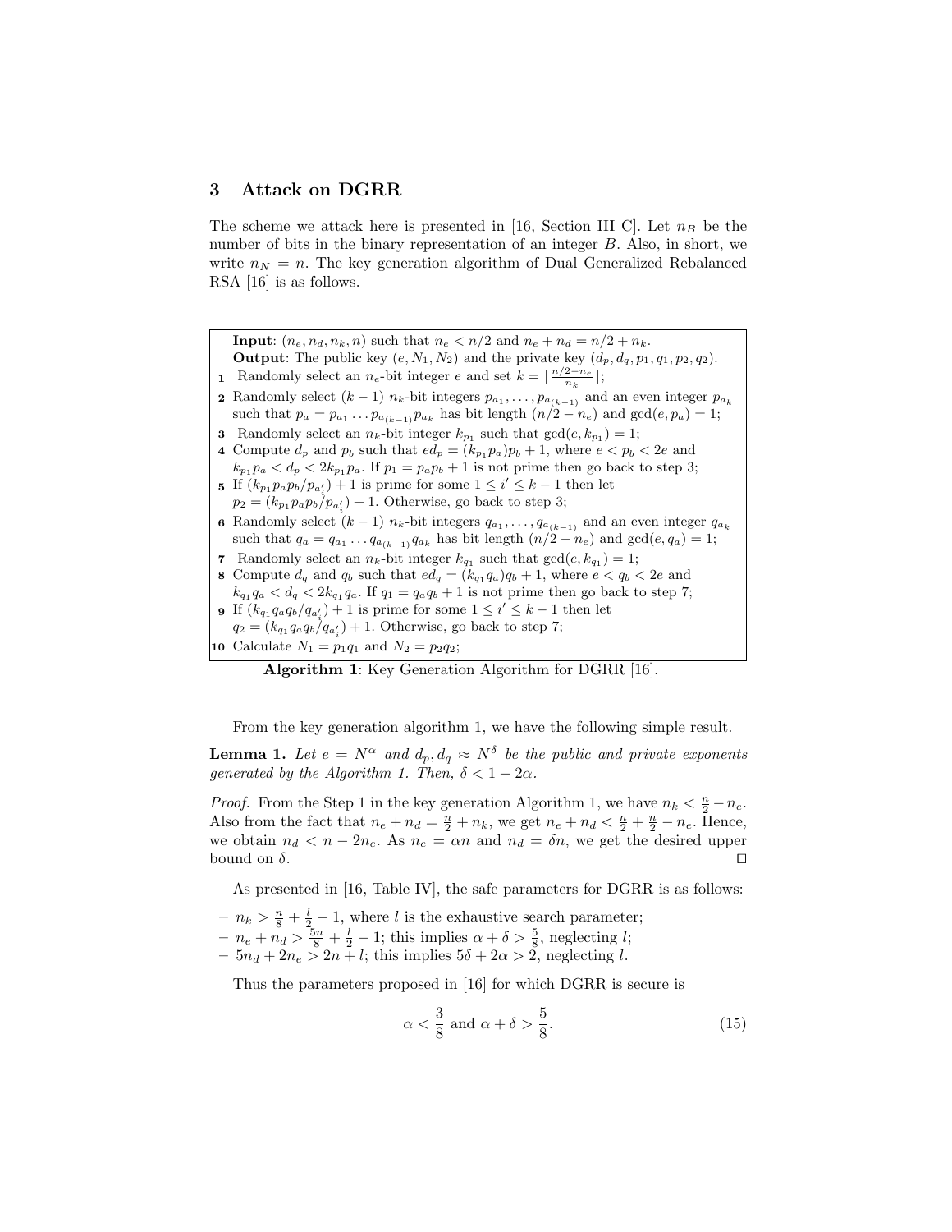## 3 Attack on DGRR

The scheme we attack here is presented in [16, Section III C]. Let $n_B$ be the number of bits in the binary representation of an integer $B$. Also, in short, we write $n_N = n$. The key generation algorithm of Dual Generalized Rebalanced RSA [16] is as follows.

**Input**: $(n_e, n_d, n_k, n)$ such that $n_e < n/2$ and $n_e + n_d = n/2 + n_k$.
**Output**: The public key $(e, N_1, N_2)$ and the private key $(d_p, d_q, p_1, q_1, p_2, q_2)$.

1. Randomly select an $n_e$-bit integer $e$ and set $k = \lceil \frac{n/2 - n_e}{n_k} \rceil$;
2. Randomly select $(k-1)$ $n_k$-bit integers $p_{a_1}, \ldots, p_{a_{(k-1)}}$ and an even integer $p_{a_k}$ such that $p_a = p_{a_1} \ldots p_{a_{(k-1)}} p_{a_k}$ has bit length $(n/2 - n_e)$ and $\gcd(e, p_a) = 1$;
3. Randomly select an $n_k$-bit integer $k_{p_1}$ such that $\gcd(e, k_{p_1}) = 1$;
4. Compute $d_p$ and $p_b$ such that $ed_p = (k_{p_1} p_a) p_b + 1$, where $e < p_b < 2e$ and $k_{p_1} p_a < d_p < 2 k_{p_1} p_a$. If $p_1 = p_a p_b + 1$ is not prime then go back to step 3;
5. If $(k_{p_1} p_a p_b / p_{a'_i}) + 1$ is prime for some $1 \leq i' \leq k-1$ then let $p_2 = (k_{p_1} p_a p_b / p_{a'_i}) + 1$. Otherwise, go back to step 3;
6. Randomly select $(k-1)$ $n_k$-bit integers $q_{a_1}, \ldots, q_{a_{(k-1)}}$ and an even integer $q_{a_k}$ such that $q_a = q_{a_1} \ldots q_{a_{(k-1)}} q_{a_k}$ has bit length $(n/2 - n_e)$ and $\gcd(e, q_a) = 1$;
7. Randomly select an $n_k$-bit integer $k_{q_1}$ such that $\gcd(e, k_{q_1}) = 1$;
8. Compute $d_q$ and $q_b$ such that $ed_q = (k_{q_1} q_a) q_b + 1$, where $e < q_b < 2e$ and $k_{q_1} q_a < d_q < 2 k_{q_1} q_a$. If $q_1 = q_a q_b + 1$ is not prime then go back to step 7;
9. If $(k_{q_1} q_a q_b / q_{a'_i}) + 1$ is prime for some $1 \leq i' \leq k-1$ then let $q_2 = (k_{q_1} q_a q_b / q_{a'_i}) + 1$. Otherwise, go back to step 7;
10. Calculate $N_1 = p_1 q_1$ and $N_2 = p_2 q_2$;

**Algorithm 1**: Key Generation Algorithm for DGRR [16].

From the key generation algorithm 1, we have the following simple result.

**Lemma 1.** *Let $e = N^{\alpha}$ and $d_p, d_q \approx N^{\delta}$ be the public and private exponents generated by the Algorithm 1. Then, $\delta < 1 - 2\alpha$.*

*Proof.* From the Step 1 in the key generation Algorithm 1, we have $n_k < \frac{n}{2} - n_e$. Also from the fact that $n_e + n_d = \frac{n}{2} + n_k$, we get $n_e + n_d < \frac{n}{2} + \frac{n}{2} - n_e$. Hence, we obtain $n_d < n - 2n_e$. As $n_e = \alpha n$ and $n_d = \delta n$, we get the desired upper bound on $\delta$. □

As presented in [16, Table IV], the safe parameters for DGRR is as follows:

- $n_k > \frac{n}{8} + \frac{l}{2} - 1$, where $l$ is the exhaustive search parameter;
- $n_e + n_d > \frac{5n}{8} + \frac{l}{2} - 1$; this implies $\alpha + \delta > \frac{5}{8}$, neglecting $l$;
- $5n_d + 2n_e > 2n + l$; this implies $5\delta + 2\alpha > 2$, neglecting $l$.

Thus the parameters proposed in [16] for which DGRR is secure is

$$\alpha < \frac{3}{8} \text{ and } \alpha + \delta > \frac{5}{8}. \tag{15}$$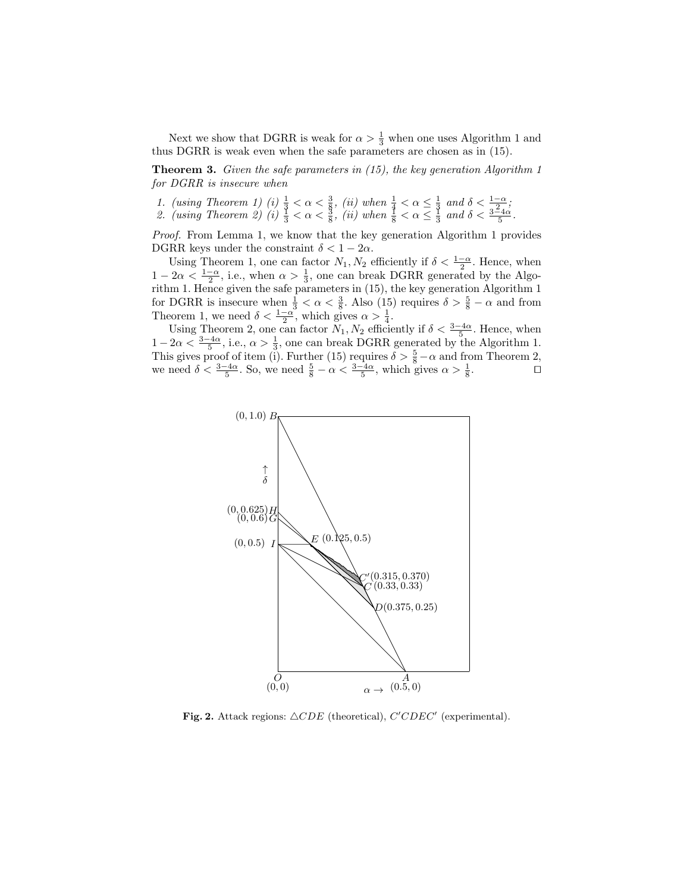Next we show that DGRR is weak for $\alpha > \frac{1}{3}$ when one uses Algorithm 1 and thus DGRR is weak even when the safe parameters are chosen as in (15).

**Theorem 3.** *Given the safe parameters in (15), the key generation Algorithm 1 for DGRR is insecure when*

1. *(using Theorem 1) (i)* $\frac{1}{3} < \alpha < \frac{3}{8}$, *(ii) when* $\frac{1}{4} < \alpha \leq \frac{1}{3}$ *and* $\delta < \frac{1-\alpha}{2}$;
2. *(using Theorem 2) (i)* $\frac{1}{3} < \alpha < \frac{3}{8}$, *(ii) when* $\frac{1}{8} < \alpha \leq \frac{1}{3}$ *and* $\delta < \frac{3-4\alpha}{5}$.

*Proof.* From Lemma 1, we know that the key generation Algorithm 1 provides DGRR keys under the constraint $\delta < 1 - 2\alpha$.

Using Theorem 1, one can factor $N_1, N_2$ efficiently if $\delta < \frac{1-\alpha}{2}$. Hence, when $1 - 2\alpha < \frac{1-\alpha}{2}$, i.e., when $\alpha > \frac{1}{3}$, one can break DGRR generated by the Algorithm 1. Hence given the safe parameters in (15), the key generation Algorithm 1 for DGRR is insecure when $\frac{1}{3} < \alpha < \frac{3}{8}$. Also (15) requires $\delta > \frac{5}{8} - \alpha$ and from Theorem 1, we need $\delta < \frac{1-\alpha}{2}$, which gives $\alpha > \frac{1}{4}$.

Using Theorem 2, one can factor $N_1, N_2$ efficiently if $\delta < \frac{3-4\alpha}{5}$. Hence, when $1 - 2\alpha < \frac{3-4\alpha}{5}$, i.e., $\alpha > \frac{1}{3}$, one can break DGRR generated by the Algorithm 1. This gives proof of item (i). Further (15) requires $\delta > \frac{5}{8} - \alpha$ and from Theorem 2, we need $\delta < \frac{3-4\alpha}{5}$. So, we need $\frac{5}{8} - \alpha < \frac{3-4\alpha}{5}$, which gives $\alpha > \frac{1}{8}$. ☐

**Fig. 2.** Attack regions: $\triangle CDE$ (theoretical), $C'CDEC'$ (experimental).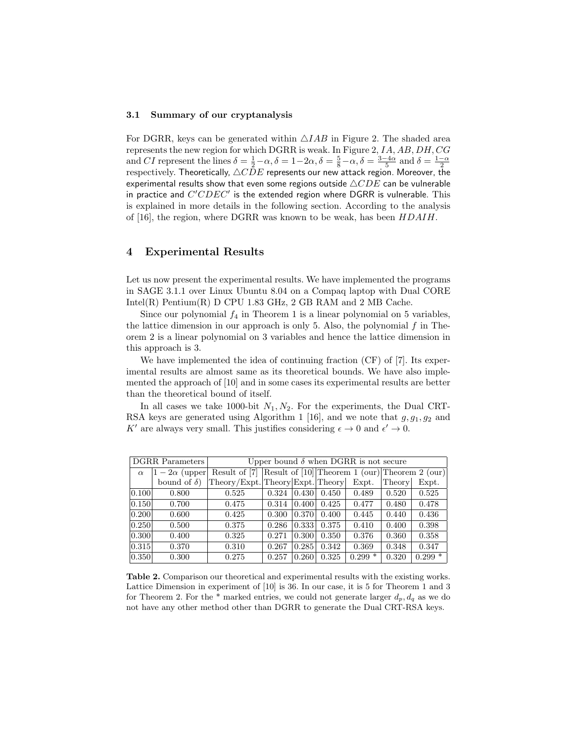### 3.1 Summary of our cryptanalysis

For DGRR, keys can be generated within $\triangle IAB$ in Figure 2. The shaded area represents the new region for which DGRR is weak. In Figure 2, $IA, AB, DH, CG$ and $CI$ represent the lines $\delta = \frac{1}{2} - \alpha, \delta = 1 - 2\alpha, \delta = \frac{5}{8} - \alpha, \delta = \frac{3-4\alpha}{5}$ and $\delta = \frac{1-\alpha}{2}$ respectively. Theoretically, $\triangle CDE$ represents our new attack region. Moreover, the experimental results show that even some regions outside $\triangle CDE$ can be vulnerable in practice and $C'CDEC'$ is the extended region where DGRR is vulnerable. This is explained in more details in the following section. According to the analysis of [16], the region, where DGRR was known to be weak, has been $HDAIH$.

## 4 Experimental Results

Let us now present the experimental results. We have implemented the programs in SAGE 3.1.1 over Linux Ubuntu 8.04 on a Compaq laptop with Dual CORE Intel(R) Pentium(R) D CPU 1.83 GHz, 2 GB RAM and 2 MB Cache.

Since our polynomial $f_4$ in Theorem 1 is a linear polynomial on 5 variables, the lattice dimension in our approach is only 5. Also, the polynomial $f$ in Theorem 2 is a linear polynomial on 3 variables and hence the lattice dimension in this approach is 3.

We have implemented the idea of continuing fraction (CF) of [7]. Its experimental results are almost same as its theoretical bounds. We have also implemented the approach of [10] and in some cases its experimental results are better than the theoretical bound of itself.

In all cases we take 1000-bit $N_1, N_2$. For the experiments, the Dual CRT-RSA keys are generated using Algorithm 1 [16], and we note that $g, g_1, g_2$ and $K'$ are always very small. This justifies considering $\epsilon \to 0$ and $\epsilon' \to 0$.

| DGRR Parameters | | Upper bound $\delta$ when DGRR is not secure | | | | | | |
|---|---|---|---|---|---|---|---|---|
| $\alpha$ | $1-2\alpha$ (upper bound of $\delta$) | Result of [7] | Result of [10] | | Theorem 1 (our) | | Theorem 2 (our) | |
| | | Theory/Expt. | Theory | Expt. | Theory | Expt. | Theory | Expt. |
| 0.100 | 0.800 | 0.525 | 0.324 | 0.430 | 0.450 | 0.489 | 0.520 | 0.525 |
| 0.150 | 0.700 | 0.475 | 0.314 | 0.400 | 0.425 | 0.477 | 0.480 | 0.478 |
| 0.200 | 0.600 | 0.425 | 0.300 | 0.370 | 0.400 | 0.445 | 0.440 | 0.436 |
| 0.250 | 0.500 | 0.375 | 0.286 | 0.333 | 0.375 | 0.410 | 0.400 | 0.398 |
| 0.300 | 0.400 | 0.325 | 0.271 | 0.300 | 0.350 | 0.376 | 0.360 | 0.358 |
| 0.315 | 0.370 | 0.310 | 0.267 | 0.285 | 0.342 | 0.369 | 0.348 | 0.347 |
| 0.350 | 0.300 | 0.275 | 0.257 | 0.260 | 0.325 | 0.299 * | 0.320 | 0.299 * |

**Table 2.** Comparison our theoretical and experimental results with the existing works. Lattice Dimension in experiment of [10] is 36. In our case, it is 5 for Theorem 1 and 3 for Theorem 2. For the * marked entries, we could not generate larger $d_p, d_q$ as we do not have any other method other than DGRR to generate the Dual CRT-RSA keys.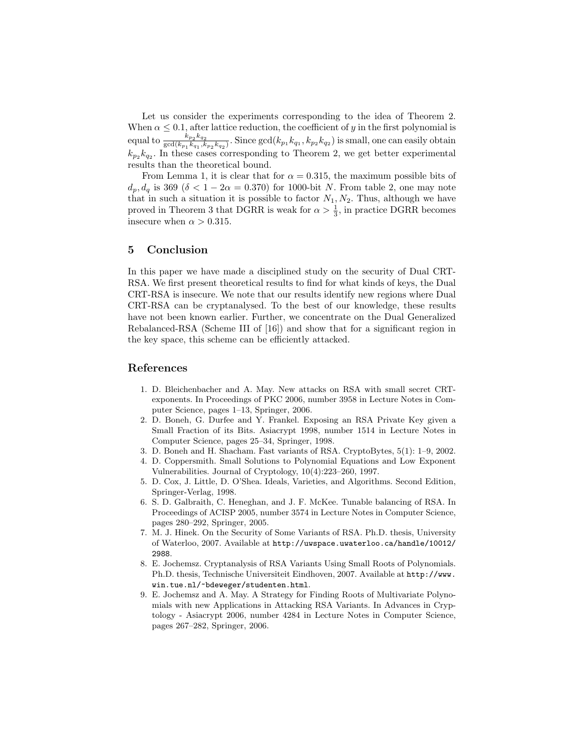Let us consider the experiments corresponding to the idea of Theorem 2. When $\alpha \leq 0.1$, after lattice reduction, the coefficient of $y$ in the first polynomial is equal to $\frac{k_{p_2}k_{q_2}}{\gcd(k_{p_1}k_{q_1}, k_{p_2}k_{q_2})}$. Since $\gcd(k_{p_1}k_{q_1}, k_{p_2}k_{q_2})$ is small, one can easily obtain $k_{p_2}k_{q_2}$. In these cases corresponding to Theorem 2, we get better experimental results than the theoretical bound.

From Lemma 1, it is clear that for $\alpha = 0.315$, the maximum possible bits of $d_p, d_q$ is 369 ($\delta < 1 - 2\alpha = 0.370$) for 1000-bit $N$. From table 2, one may note that in such a situation it is possible to factor $N_1, N_2$. Thus, although we have proved in Theorem 3 that DGRR is weak for $\alpha > \frac{1}{3}$, in practice DGRR becomes insecure when $\alpha > 0.315$.

## 5 Conclusion

In this paper we have made a disciplined study on the security of Dual CRT-RSA. We first present theoretical results to find for what kinds of keys, the Dual CRT-RSA is insecure. We note that our results identify new regions where Dual CRT-RSA can be cryptanalysed. To the best of our knowledge, these results have not been known earlier. Further, we concentrate on the Dual Generalized Rebalanced-RSA (Scheme III of [16]) and show that for a significant region in the key space, this scheme can be efficiently attacked.

## References

1. D. Bleichenbacher and A. May. New attacks on RSA with small secret CRT-exponents. In Proceedings of PKC 2006, number 3958 in Lecture Notes in Computer Science, pages 1–13, Springer, 2006.
2. D. Boneh, G. Durfee and Y. Frankel. Exposing an RSA Private Key given a Small Fraction of its Bits. Asiacrypt 1998, number 1514 in Lecture Notes in Computer Science, pages 25–34, Springer, 1998.
3. D. Boneh and H. Shacham. Fast variants of RSA. CryptoBytes, 5(1): 1–9, 2002.
4. D. Coppersmith. Small Solutions to Polynomial Equations and Low Exponent Vulnerabilities. Journal of Cryptology, 10(4):223–260, 1997.
5. D. Cox, J. Little, D. O'Shea. Ideals, Varieties, and Algorithms. Second Edition, Springer-Verlag, 1998.
6. S. D. Galbraith, C. Heneghan, and J. F. McKee. Tunable balancing of RSA. In Proceedings of ACISP 2005, number 3574 in Lecture Notes in Computer Science, pages 280–292, Springer, 2005.
7. M. J. Hinek. On the Security of Some Variants of RSA. Ph.D. thesis, University of Waterloo, 2007. Available at `http://uwspace.uwaterloo.ca/handle/10012/2988`.
8. E. Jochemsz. Cryptanalysis of RSA Variants Using Small Roots of Polynomials. Ph.D. thesis, Technische Universiteit Eindhoven, 2007. Available at `http://www.win.tue.nl/~bdeweger/studenten.html`.
9. E. Jochemsz and A. May. A Strategy for Finding Roots of Multivariate Polynomials with new Applications in Attacking RSA Variants. In Advances in Cryptology - Asiacrypt 2006, number 4284 in Lecture Notes in Computer Science, pages 267–282, Springer, 2006.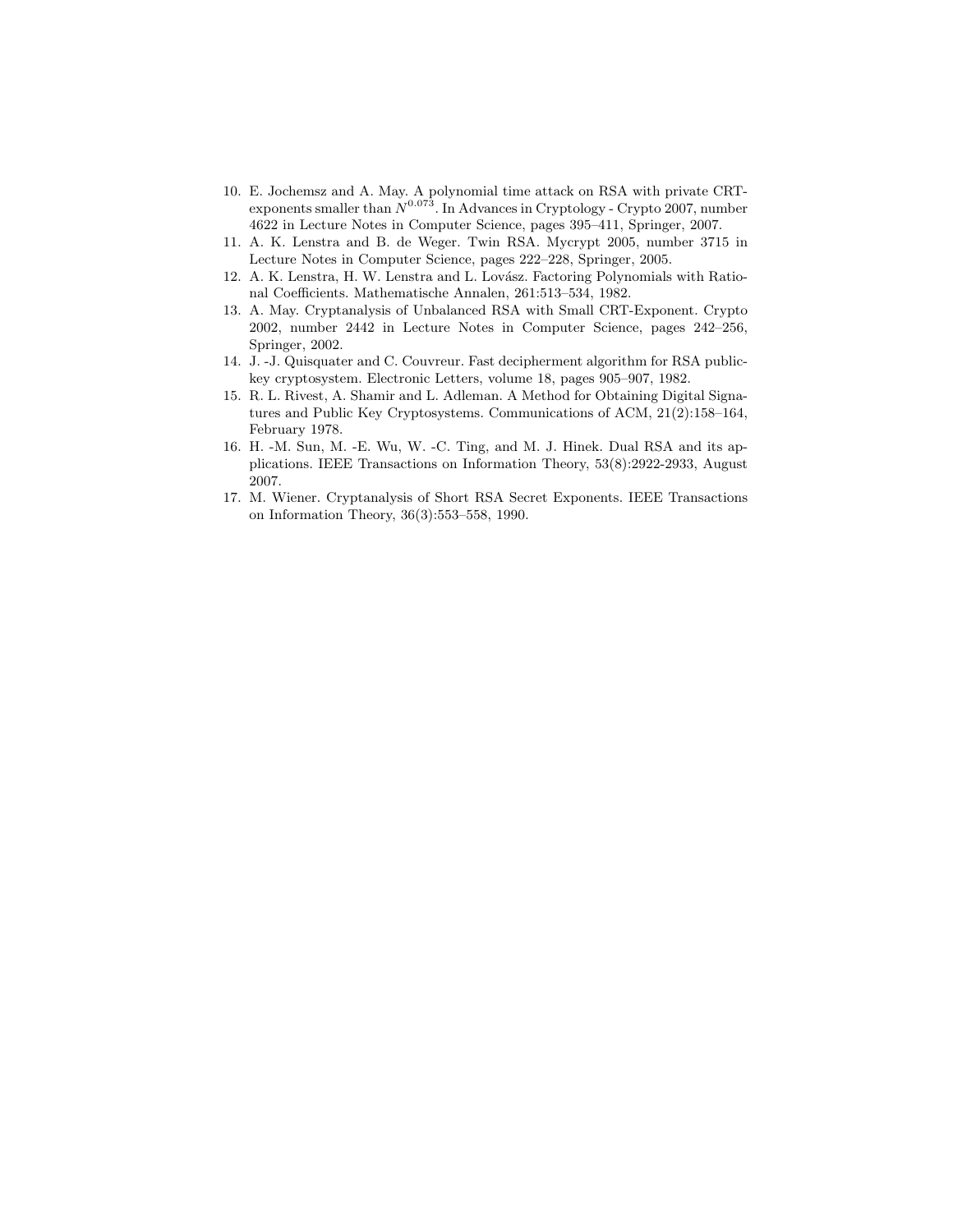10. E. Jochemsz and A. May. A polynomial time attack on RSA with private CRT-exponents smaller than $N^{0.073}$. In Advances in Cryptology - Crypto 2007, number 4622 in Lecture Notes in Computer Science, pages 395–411, Springer, 2007.
11. A. K. Lenstra and B. de Weger. Twin RSA. Mycrypt 2005, number 3715 in Lecture Notes in Computer Science, pages 222–228, Springer, 2005.
12. A. K. Lenstra, H. W. Lenstra and L. Lovász. Factoring Polynomials with Rational Coefficients. Mathematische Annalen, 261:513–534, 1982.
13. A. May. Cryptanalysis of Unbalanced RSA with Small CRT-Exponent. Crypto 2002, number 2442 in Lecture Notes in Computer Science, pages 242–256, Springer, 2002.
14. J. -J. Quisquater and C. Couvreur. Fast decipherment algorithm for RSA public-key cryptosystem. Electronic Letters, volume 18, pages 905–907, 1982.
15. R. L. Rivest, A. Shamir and L. Adleman. A Method for Obtaining Digital Signatures and Public Key Cryptosystems. Communications of ACM, 21(2):158–164, February 1978.
16. H. -M. Sun, M. -E. Wu, W. -C. Ting, and M. J. Hinek. Dual RSA and its applications. IEEE Transactions on Information Theory, 53(8):2922-2933, August 2007.
17. M. Wiener. Cryptanalysis of Short RSA Secret Exponents. IEEE Transactions on Information Theory, 36(3):553–558, 1990.